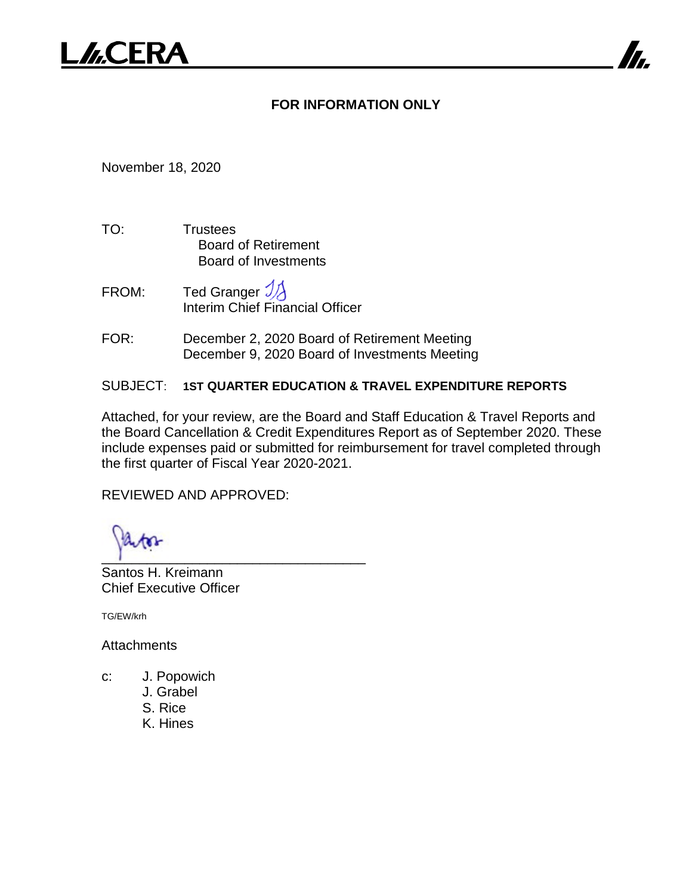LACERA

**FOR INFORMATION ONLY**

November 18, 2020

TO: Trustees
Board of Retirement
Board of Investments

FROM: Ted Granger
Interim Chief Financial Officer

FOR: December 2, 2020 Board of Retirement Meeting
December 9, 2020 Board of Investments Meeting

SUBJECT: **1ST QUARTER EDUCATION & TRAVEL EXPENDITURE REPORTS**

Attached, for your review, are the Board and Staff Education & Travel Reports and the Board Cancellation & Credit Expenditures Report as of September 2020. These include expenses paid or submitted for reimbursement for travel completed through the first quarter of Fiscal Year 2020-2021.

REVIEWED AND APPROVED:

___________________________________
Santos H. Kreimann
Chief Executive Officer

TG/EW/krh

Attachments

c: J. Popowich
J. Grabel
S. Rice
K. Hines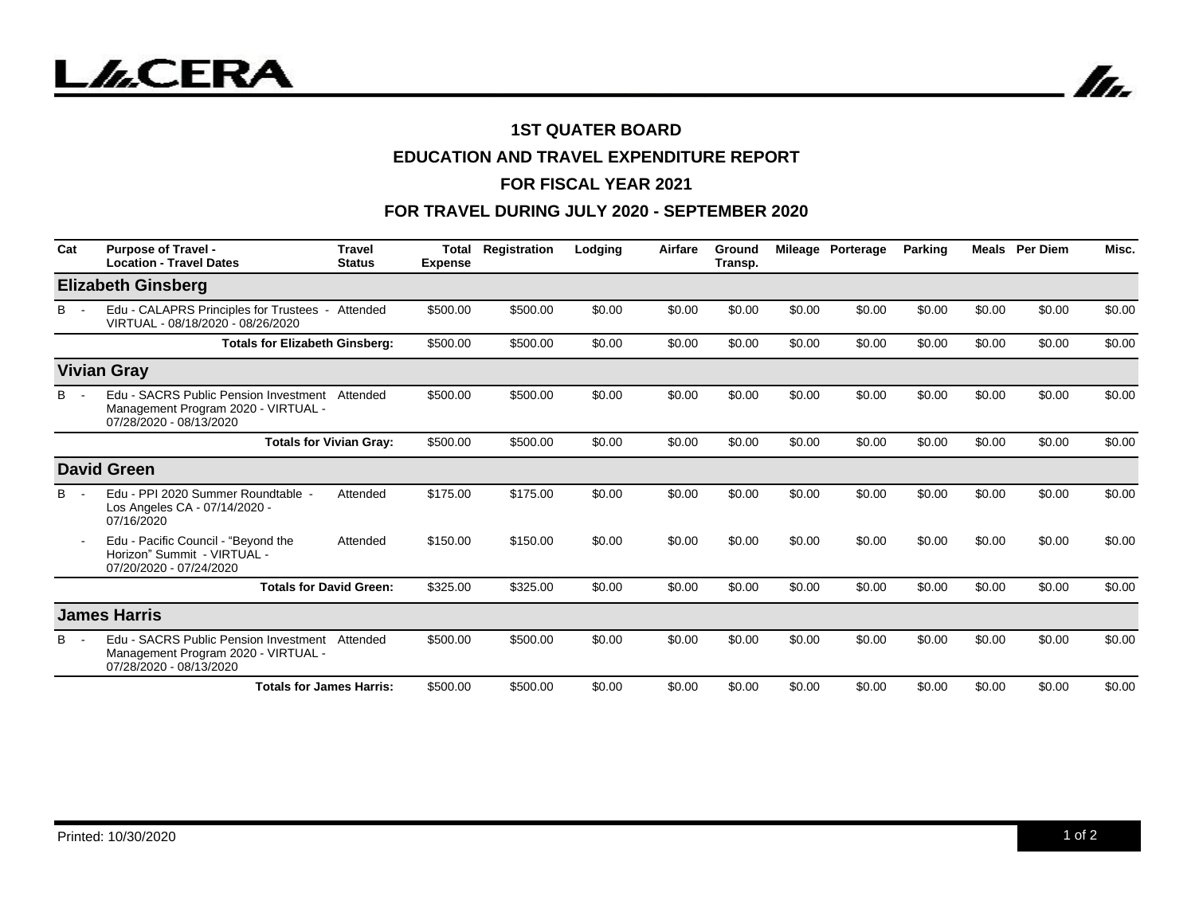# 1ST QUATER BOARD

## EDUCATION AND TRAVEL EXPENDITURE REPORT

## FOR FISCAL YEAR 2021

## FOR TRAVEL DURING JULY 2020 - SEPTEMBER 2020

| Cat | Purpose of Travel - Location - Travel Dates | Travel Status | Total Expense | Registration | Lodging | Airfare | Ground Transp. | Mileage | Porterage | Parking | Meals | Per Diem | Misc. |
|---|---|---|---|---|---|---|---|---|---|---|---|---|---|
| **Elizabeth Ginsberg** | | | | | | | | | | | | | |
| B - | Edu - CALAPRS Principles for Trustees - VIRTUAL - 08/18/2020 - 08/26/2020 | Attended | $500.00 | $500.00 | $0.00 | $0.00 | $0.00 | $0.00 | $0.00 | $0.00 | $0.00 | $0.00 | $0.00 |
| | **Totals for Elizabeth Ginsberg:** | | $500.00 | $500.00 | $0.00 | $0.00 | $0.00 | $0.00 | $0.00 | $0.00 | $0.00 | $0.00 | $0.00 |
| **Vivian Gray** | | | | | | | | | | | | | |
| B - | Edu - SACRS Public Pension Investment Management Program 2020 - VIRTUAL - 07/28/2020 - 08/13/2020 | Attended | $500.00 | $500.00 | $0.00 | $0.00 | $0.00 | $0.00 | $0.00 | $0.00 | $0.00 | $0.00 | $0.00 |
| | **Totals for Vivian Gray:** | | $500.00 | $500.00 | $0.00 | $0.00 | $0.00 | $0.00 | $0.00 | $0.00 | $0.00 | $0.00 | $0.00 |
| **David Green** | | | | | | | | | | | | | |
| B - | Edu - PPI 2020 Summer Roundtable - Los Angeles CA - 07/14/2020 - 07/16/2020 | Attended | $175.00 | $175.00 | $0.00 | $0.00 | $0.00 | $0.00 | $0.00 | $0.00 | $0.00 | $0.00 | $0.00 |
| - | Edu - Pacific Council - "Beyond the Horizon" Summit - VIRTUAL - 07/20/2020 - 07/24/2020 | Attended | $150.00 | $150.00 | $0.00 | $0.00 | $0.00 | $0.00 | $0.00 | $0.00 | $0.00 | $0.00 | $0.00 |
| | **Totals for David Green:** | | $325.00 | $325.00 | $0.00 | $0.00 | $0.00 | $0.00 | $0.00 | $0.00 | $0.00 | $0.00 | $0.00 |
| **James Harris** | | | | | | | | | | | | | |
| B - | Edu - SACRS Public Pension Investment Management Program 2020 - VIRTUAL - 07/28/2020 - 08/13/2020 | Attended | $500.00 | $500.00 | $0.00 | $0.00 | $0.00 | $0.00 | $0.00 | $0.00 | $0.00 | $0.00 | $0.00 |
| | **Totals for James Harris:** | | $500.00 | $500.00 | $0.00 | $0.00 | $0.00 | $0.00 | $0.00 | $0.00 | $0.00 | $0.00 | $0.00 |

Printed: 10/30/2020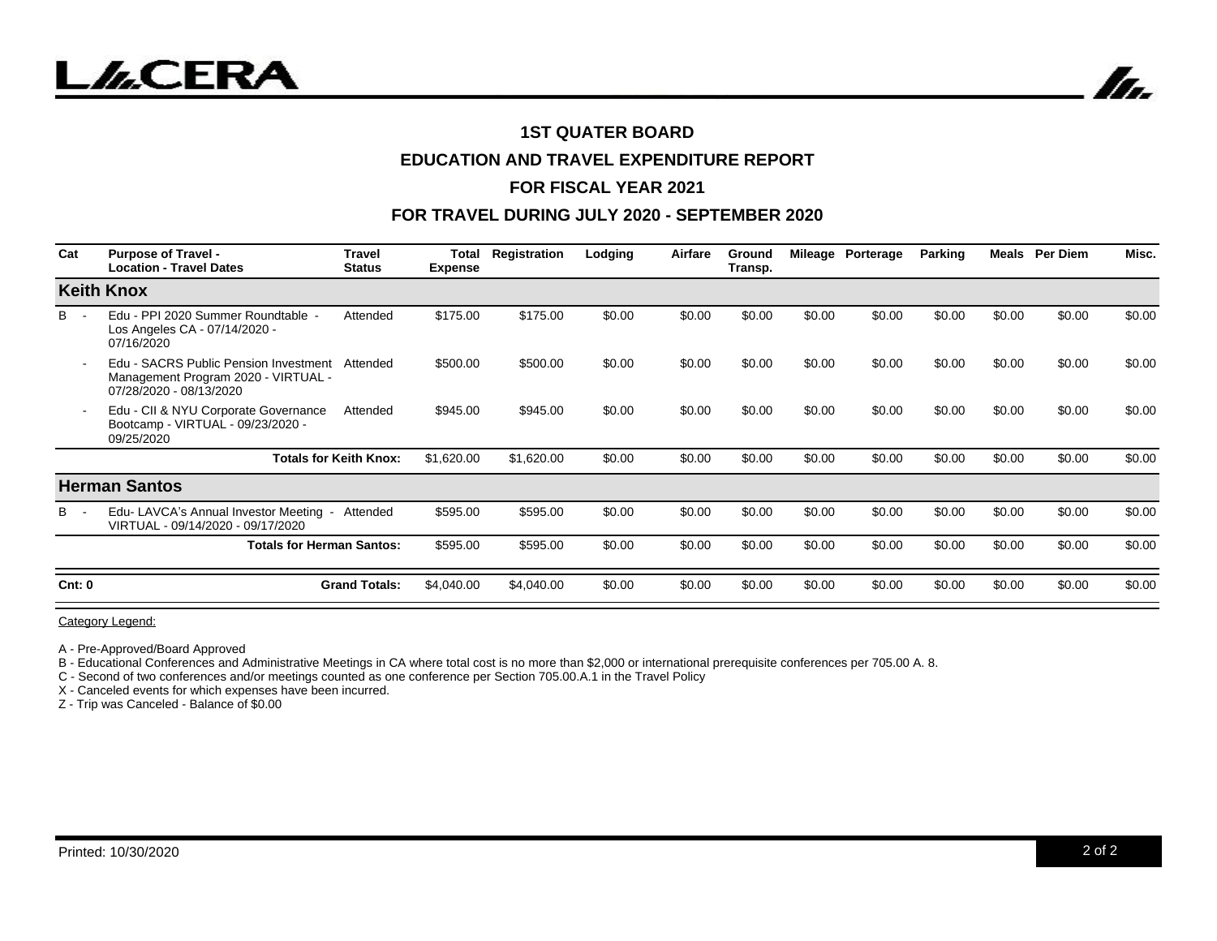### 1ST QUATER BOARD

### EDUCATION AND TRAVEL EXPENDITURE REPORT

### FOR FISCAL YEAR 2021

### FOR TRAVEL DURING JULY 2020 - SEPTEMBER 2020

| Cat | Purpose of Travel - Location - Travel Dates | Travel Status | Total Expense | Registration | Lodging | Airfare | Ground Transp. | Mileage | Porterage | Parking | Meals | Per Diem | Misc. |
|---|---|---|---|---|---|---|---|---|---|---|---|---|---|
| **Keith Knox** | | | | | | | | | | | | | |
| B - | Edu - PPI 2020 Summer Roundtable - Los Angeles CA - 07/14/2020 - 07/16/2020 | Attended | $175.00 | $175.00 | $0.00 | $0.00 | $0.00 | $0.00 | $0.00 | $0.00 | $0.00 | $0.00 | $0.00 |
| - | Edu - SACRS Public Pension Investment Management Program 2020 - VIRTUAL - 07/28/2020 - 08/13/2020 | Attended | $500.00 | $500.00 | $0.00 | $0.00 | $0.00 | $0.00 | $0.00 | $0.00 | $0.00 | $0.00 | $0.00 |
| - | Edu - CII & NYU Corporate Governance Bootcamp - VIRTUAL - 09/23/2020 - 09/25/2020 | Attended | $945.00 | $945.00 | $0.00 | $0.00 | $0.00 | $0.00 | $0.00 | $0.00 | $0.00 | $0.00 | $0.00 |
| | **Totals for Keith Knox:** | | $1,620.00 | $1,620.00 | $0.00 | $0.00 | $0.00 | $0.00 | $0.00 | $0.00 | $0.00 | $0.00 | $0.00 |
| **Herman Santos** | | | | | | | | | | | | | |
| B - | Edu- LAVCA's Annual Investor Meeting - VIRTUAL - 09/14/2020 - 09/17/2020 | Attended | $595.00 | $595.00 | $0.00 | $0.00 | $0.00 | $0.00 | $0.00 | $0.00 | $0.00 | $0.00 | $0.00 |
| | **Totals for Herman Santos:** | | $595.00 | $595.00 | $0.00 | $0.00 | $0.00 | $0.00 | $0.00 | $0.00 | $0.00 | $0.00 | $0.00 |
| **Cnt: 0** | **Grand Totals:** | | $4,040.00 | $4,040.00 | $0.00 | $0.00 | $0.00 | $0.00 | $0.00 | $0.00 | $0.00 | $0.00 | $0.00 |

Category Legend:

A - Pre-Approved/Board Approved
B - Educational Conferences and Administrative Meetings in CA where total cost is no more than $2,000 or international prerequisite conferences per 705.00 A. 8.
C - Second of two conferences and/or meetings counted as one conference per Section 705.00.A.1 in the Travel Policy
X - Canceled events for which expenses have been incurred.
Z - Trip was Canceled - Balance of $0.00

Printed: 10/30/2020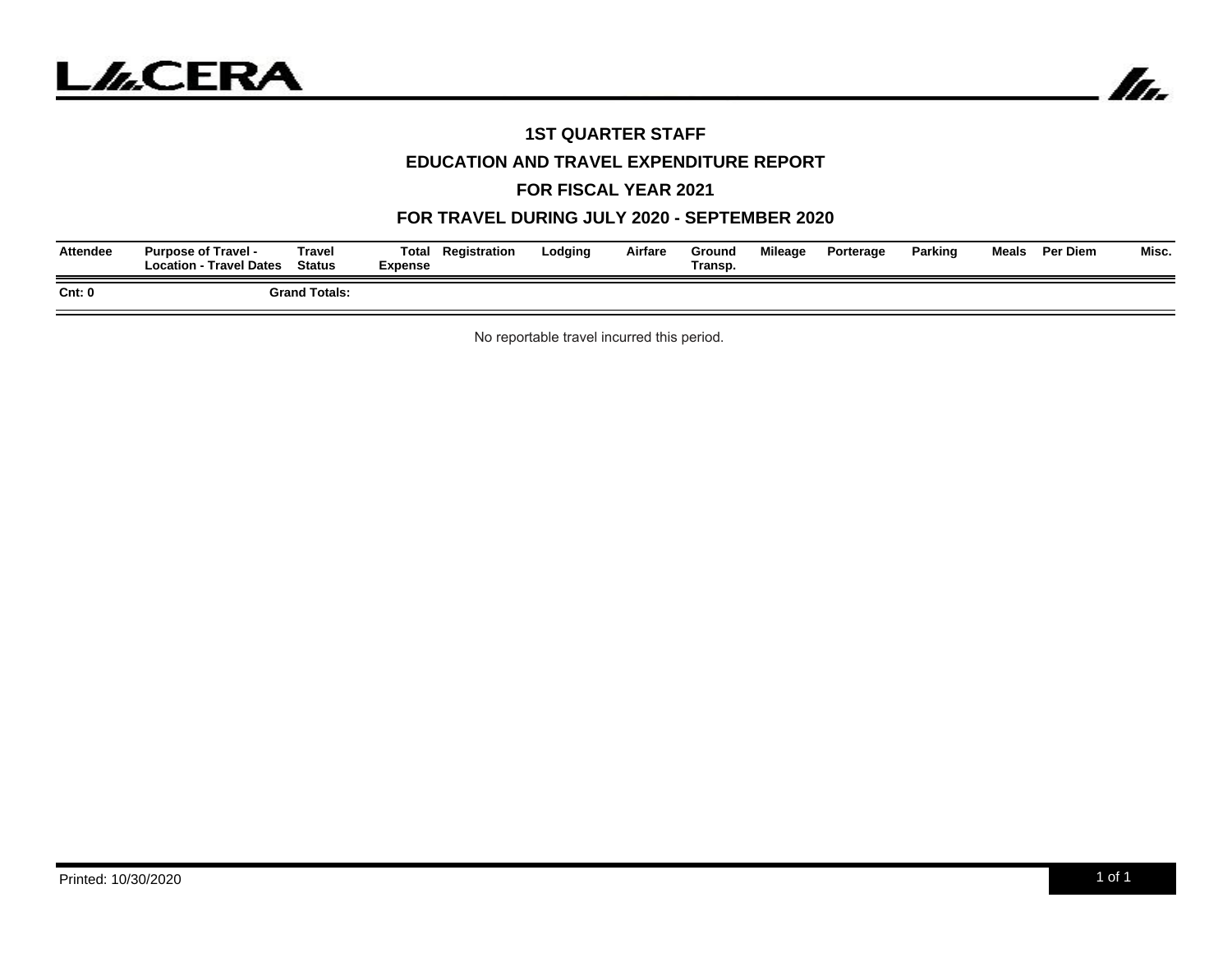LACERA

## 1ST QUARTER STAFF

## EDUCATION AND TRAVEL EXPENDITURE REPORT

## FOR FISCAL YEAR 2021

## FOR TRAVEL DURING JULY 2020 - SEPTEMBER 2020

| Attendee | Purpose of Travel - Location - Travel Dates | Travel Status | Total Expense | Registration | Lodging | Airfare | Ground Transp. | Mileage | Porterage | Parking | Meals | Per Diem | Misc. |
|---|---|---|---|---|---|---|---|---|---|---|---|---|---|
| **Cnt: 0** | | **Grand Totals:** | | | | | | | | | | | |

No reportable travel incurred this period.

Printed: 10/30/2020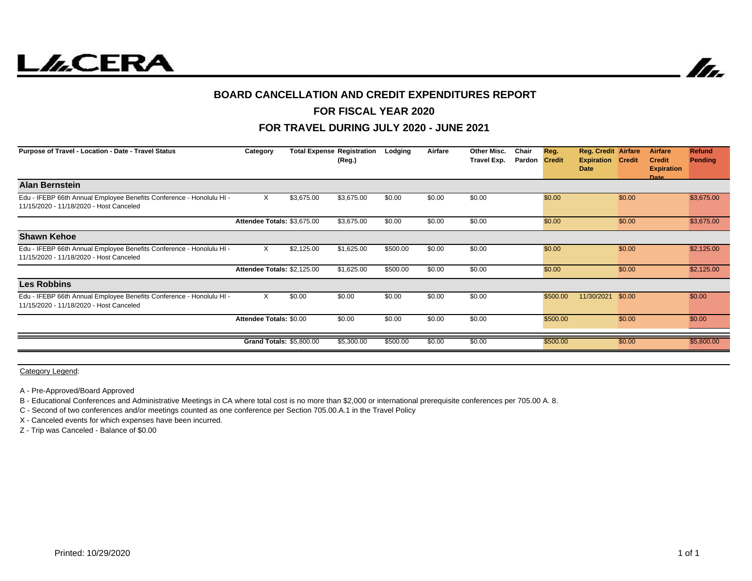# L//.CERA

## BOARD CANCELLATION AND CREDIT EXPENDITURES REPORT

## FOR FISCAL YEAR 2020

## FOR TRAVEL DURING JULY 2020 - JUNE 2021

| Purpose of Travel - Location - Date - Travel Status | Category | Total Expense | Registration (Reg.) | Lodging | Airfare | Other Misc. Travel Exp. | Chair Pardon | Reg. Credit | Reg. Credit Expiration Date | Airfare Credit | Airfare Credit Expiration Date | Refund Pending |
|---|---|---|---|---|---|---|---|---|---|---|---|---|
| **Alan Bernstein** | | | | | | | | | | | | |
| Edu - IFEBP 66th Annual Employee Benefits Conference - Honolulu HI - 11/15/2020 - 11/18/2020 - Host Canceled | X | $3,675.00 | $3,675.00 | $0.00 | $0.00 | $0.00 | | $0.00 | | $0.00 | | $3,675.00 |
| | **Attendee Totals:** | $3,675.00 | $3,675.00 | $0.00 | $0.00 | $0.00 | | $0.00 | | $0.00 | | $3,675.00 |
| **Shawn Kehoe** | | | | | | | | | | | | |
| Edu - IFEBP 66th Annual Employee Benefits Conference - Honolulu HI - 11/15/2020 - 11/18/2020 - Host Canceled | X | $2,125.00 | $1,625.00 | $500.00 | $0.00 | $0.00 | | $0.00 | | $0.00 | | $2,125.00 |
| | **Attendee Totals:** | $2,125.00 | $1,625.00 | $500.00 | $0.00 | $0.00 | | $0.00 | | $0.00 | | $2,125.00 |
| **Les Robbins** | | | | | | | | | | | | |
| Edu - IFEBP 66th Annual Employee Benefits Conference - Honolulu HI - 11/15/2020 - 11/18/2020 - Host Canceled | X | $0.00 | $0.00 | $0.00 | $0.00 | $0.00 | | $500.00 | 11/30/2021 | $0.00 | | $0.00 |
| | **Attendee Totals:** | $0.00 | $0.00 | $0.00 | $0.00 | $0.00 | | $500.00 | | $0.00 | | $0.00 |
| | **Grand Totals:** | $5,800.00 | $5,300.00 | $500.00 | $0.00 | $0.00 | | $500.00 | | $0.00 | | $5,800.00 |

Category Legend:

A - Pre-Approved/Board Approved

B - Educational Conferences and Administrative Meetings in CA where total cost is no more than $2,000 or international prerequisite conferences per 705.00 A. 8.

C - Second of two conferences and/or meetings counted as one conference per Section 705.00.A.1 in the Travel Policy

X - Canceled events for which expenses have been incurred.

Z - Trip was Canceled - Balance of $0.00

Printed: 10/29/2020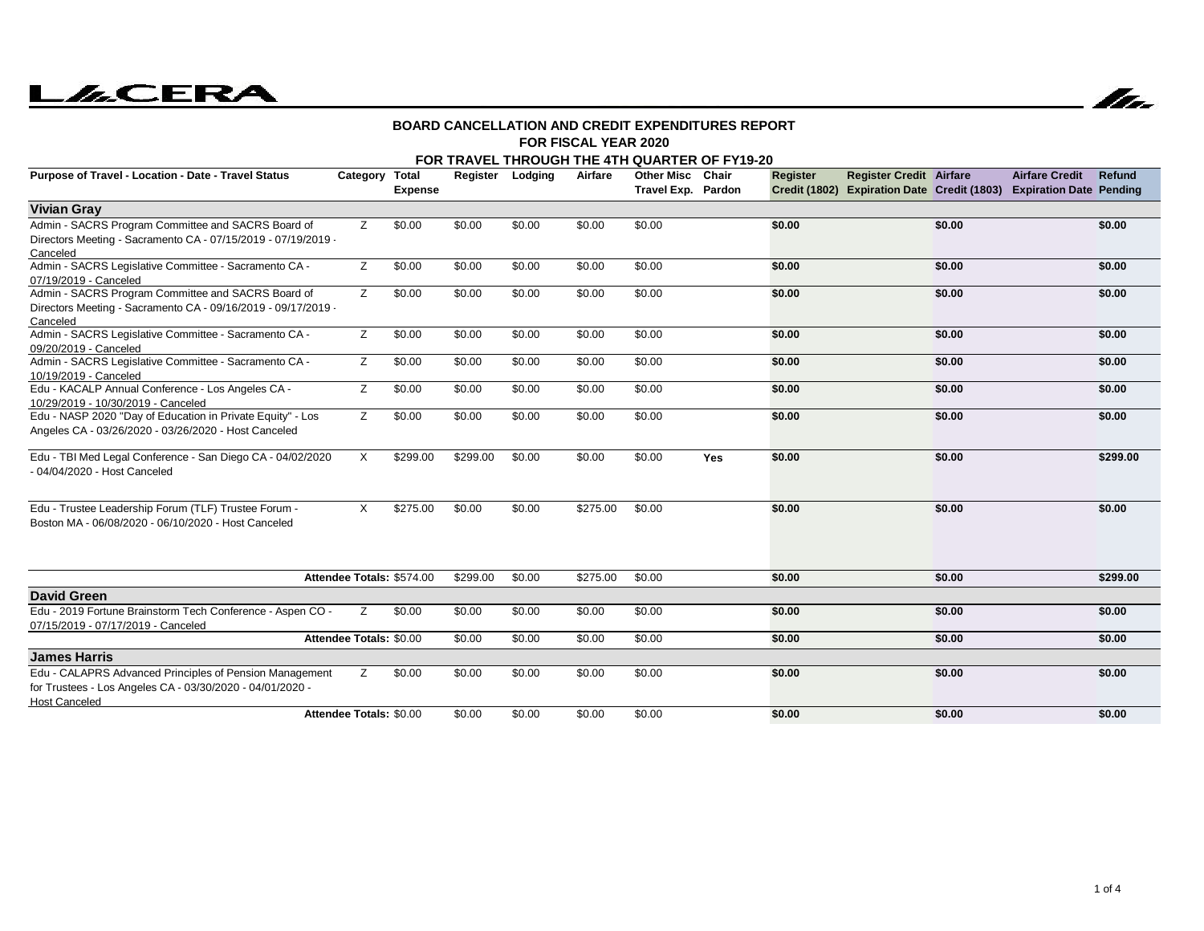LACERA

**BOARD CANCELLATION AND CREDIT EXPENDITURES REPORT**
**FOR FISCAL YEAR 2020**
**FOR TRAVEL THROUGH THE 4TH QUARTER OF FY19-20**

| Purpose of Travel - Location - Date - Travel Status | Category | Total Expense | Register | Lodging | Airfare | Other Misc Travel Exp. | Chair Pardon | Register Credit (1802) | Register Credit Expiration Date | Airfare Credit (1803) | Airfare Credit Expiration Date | Refund Pending |
|---|---|---|---|---|---|---|---|---|---|---|---|---|
| **Vivian Gray** | | | | | | | | | | | | |
| Admin - SACRS Program Committee and SACRS Board of Directors Meeting - Sacramento CA - 07/15/2019 - 07/19/2019 - Canceled | Z | $0.00 | $0.00 | $0.00 | $0.00 | $0.00 | | **$0.00** | | **$0.00** | | **$0.00** |
| Admin - SACRS Legislative Committee - Sacramento CA - 07/19/2019 - Canceled | Z | $0.00 | $0.00 | $0.00 | $0.00 | $0.00 | | **$0.00** | | **$0.00** | | **$0.00** |
| Admin - SACRS Program Committee and SACRS Board of Directors Meeting - Sacramento CA - 09/16/2019 - 09/17/2019 - Canceled | Z | $0.00 | $0.00 | $0.00 | $0.00 | $0.00 | | **$0.00** | | **$0.00** | | **$0.00** |
| Admin - SACRS Legislative Committee - Sacramento CA - 09/20/2019 - Canceled | Z | $0.00 | $0.00 | $0.00 | $0.00 | $0.00 | | **$0.00** | | **$0.00** | | **$0.00** |
| Admin - SACRS Legislative Committee - Sacramento CA - 10/19/2019 - Canceled | Z | $0.00 | $0.00 | $0.00 | $0.00 | $0.00 | | **$0.00** | | **$0.00** | | **$0.00** |
| Edu - KACALP Annual Conference - Los Angeles CA - 10/29/2019 - 10/30/2019 - Canceled | Z | $0.00 | $0.00 | $0.00 | $0.00 | $0.00 | | **$0.00** | | **$0.00** | | **$0.00** |
| Edu - NASP 2020 "Day of Education in Private Equity" - Los Angeles CA - 03/26/2020 - 03/26/2020 - Host Canceled | Z | $0.00 | $0.00 | $0.00 | $0.00 | $0.00 | | **$0.00** | | **$0.00** | | **$0.00** |
| Edu - TBI Med Legal Conference - San Diego CA - 04/02/2020 - 04/04/2020 - Host Canceled | X | $299.00 | $299.00 | $0.00 | $0.00 | $0.00 | **Yes** | **$0.00** | | **$0.00** | | **$299.00** |
| Edu - Trustee Leadership Forum (TLF) Trustee Forum - Boston MA - 06/08/2020 - 06/10/2020 - Host Canceled | X | $275.00 | $0.00 | $0.00 | $275.00 | $0.00 | | **$0.00** | | **$0.00** | | **$0.00** |
| **Attendee Totals:** | | $574.00 | $299.00 | $0.00 | $275.00 | $0.00 | | **$0.00** | | **$0.00** | | **$299.00** |
| **David Green** | | | | | | | | | | | | |
| Edu - 2019 Fortune Brainstorm Tech Conference - Aspen CO - 07/15/2019 - 07/17/2019 - Canceled | Z | $0.00 | $0.00 | $0.00 | $0.00 | $0.00 | | **$0.00** | | **$0.00** | | **$0.00** |
| **Attendee Totals:** | | $0.00 | $0.00 | $0.00 | $0.00 | $0.00 | | **$0.00** | | **$0.00** | | **$0.00** |
| **James Harris** | | | | | | | | | | | | |
| Edu - CALAPRS Advanced Principles of Pension Management for Trustees - Los Angeles CA - 03/30/2020 - 04/01/2020 - Host Canceled | Z | $0.00 | $0.00 | $0.00 | $0.00 | $0.00 | | **$0.00** | | **$0.00** | | **$0.00** |
| **Attendee Totals:** | | $0.00 | $0.00 | $0.00 | $0.00 | $0.00 | | **$0.00** | | **$0.00** | | **$0.00** |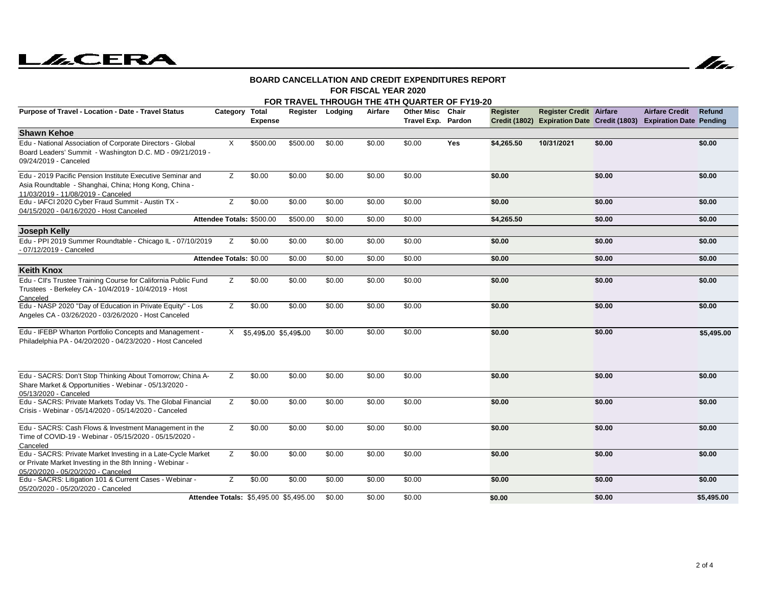# LACERA

**BOARD CANCELLATION AND CREDIT EXPENDITURES REPORT**
**FOR FISCAL YEAR 2020**
**FOR TRAVEL THROUGH THE 4TH QUARTER OF FY19-20**

| Purpose of Travel - Location - Date - Travel Status | Category | Total Expense | Register | Lodging | Airfare | Other Misc Travel Exp. | Chair Pardon | Register Credit (1802) | Register Credit Expiration Date | Airfare Credit (1803) | Airfare Credit Expiration Date | Refund Pending |
|---|---|---|---|---|---|---|---|---|---|---|---|---|
| **Shawn Kehoe** | | | | | | | | | | | | |
| Edu - National Association of Corporate Directors - Global Board Leaders' Summit - Washington D.C. MD - 09/21/2019 - 09/24/2019 - Canceled | X | $500.00 | $500.00 | $0.00 | $0.00 | $0.00 | Yes | $4,265.50 | 10/31/2021 | $0.00 | | $0.00 |
| Edu - 2019 Pacific Pension Institute Executive Seminar and Asia Roundtable - Shanghai, China; Hong Kong, China - 11/03/2019 - 11/08/2019 - Canceled | Z | $0.00 | $0.00 | $0.00 | $0.00 | $0.00 | | $0.00 | | $0.00 | | $0.00 |
| Edu - IAFCI 2020 Cyber Fraud Summit - Austin TX - 04/15/2020 - 04/16/2020 - Host Canceled | Z | $0.00 | $0.00 | $0.00 | $0.00 | $0.00 | | $0.00 | | $0.00 | | $0.00 |
| **Attendee Totals:** | | $500.00 | $500.00 | $0.00 | $0.00 | $0.00 | | $4,265.50 | | $0.00 | | $0.00 |
| **Joseph Kelly** | | | | | | | | | | | | |
| Edu - PPI 2019 Summer Roundtable - Chicago IL - 07/10/2019 - 07/12/2019 - Canceled | Z | $0.00 | $0.00 | $0.00 | $0.00 | $0.00 | | $0.00 | | $0.00 | | $0.00 |
| **Attendee Totals:** | | $0.00 | $0.00 | $0.00 | $0.00 | $0.00 | | $0.00 | | $0.00 | | $0.00 |
| **Keith Knox** | | | | | | | | | | | | |
| Edu - CII's Trustee Training Course for California Public Fund Trustees - Berkeley CA - 10/4/2019 - 10/4/2019 - Host Canceled | Z | $0.00 | $0.00 | $0.00 | $0.00 | $0.00 | | $0.00 | | $0.00 | | $0.00 |
| Edu - NASP 2020 "Day of Education in Private Equity" - Los Angeles CA - 03/26/2020 - 03/26/2020 - Host Canceled | Z | $0.00 | $0.00 | $0.00 | $0.00 | $0.00 | | $0.00 | | $0.00 | | $0.00 |
| Edu - IFEBP Wharton Portfolio Concepts and Management - Philadelphia PA - 04/20/2020 - 04/23/2020 - Host Canceled | X | $5,495.00 | $5,495.00 | $0.00 | $0.00 | $0.00 | | $0.00 | | $0.00 | | $5,495.00 |
| Edu - SACRS: Don't Stop Thinking About Tomorrow; China A-Share Market & Opportunities - Webinar - 05/13/2020 - 05/13/2020 - Canceled | Z | $0.00 | $0.00 | $0.00 | $0.00 | $0.00 | | $0.00 | | $0.00 | | $0.00 |
| Edu - SACRS: Private Markets Today Vs. The Global Financial Crisis - Webinar - 05/14/2020 - 05/14/2020 - Canceled | Z | $0.00 | $0.00 | $0.00 | $0.00 | $0.00 | | $0.00 | | $0.00 | | $0.00 |
| Edu - SACRS: Cash Flows & Investment Management in the Time of COVID-19 - Webinar - 05/15/2020 - 05/15/2020 - Canceled | Z | $0.00 | $0.00 | $0.00 | $0.00 | $0.00 | | $0.00 | | $0.00 | | $0.00 |
| Edu - SACRS: Private Market Investing in a Late-Cycle Market or Private Market Investing in the 8th Inning - Webinar - 05/20/2020 - 05/20/2020 - Canceled | Z | $0.00 | $0.00 | $0.00 | $0.00 | $0.00 | | $0.00 | | $0.00 | | $0.00 |
| Edu - SACRS: Litigation 101 & Current Cases - Webinar - 05/20/2020 - 05/20/2020 - Canceled | Z | $0.00 | $0.00 | $0.00 | $0.00 | $0.00 | | $0.00 | | $0.00 | | $0.00 |
| **Attendee Totals:** | | $5,495.00 | $5,495.00 | $0.00 | $0.00 | $0.00 | | $0.00 | | $0.00 | | $5,495.00 |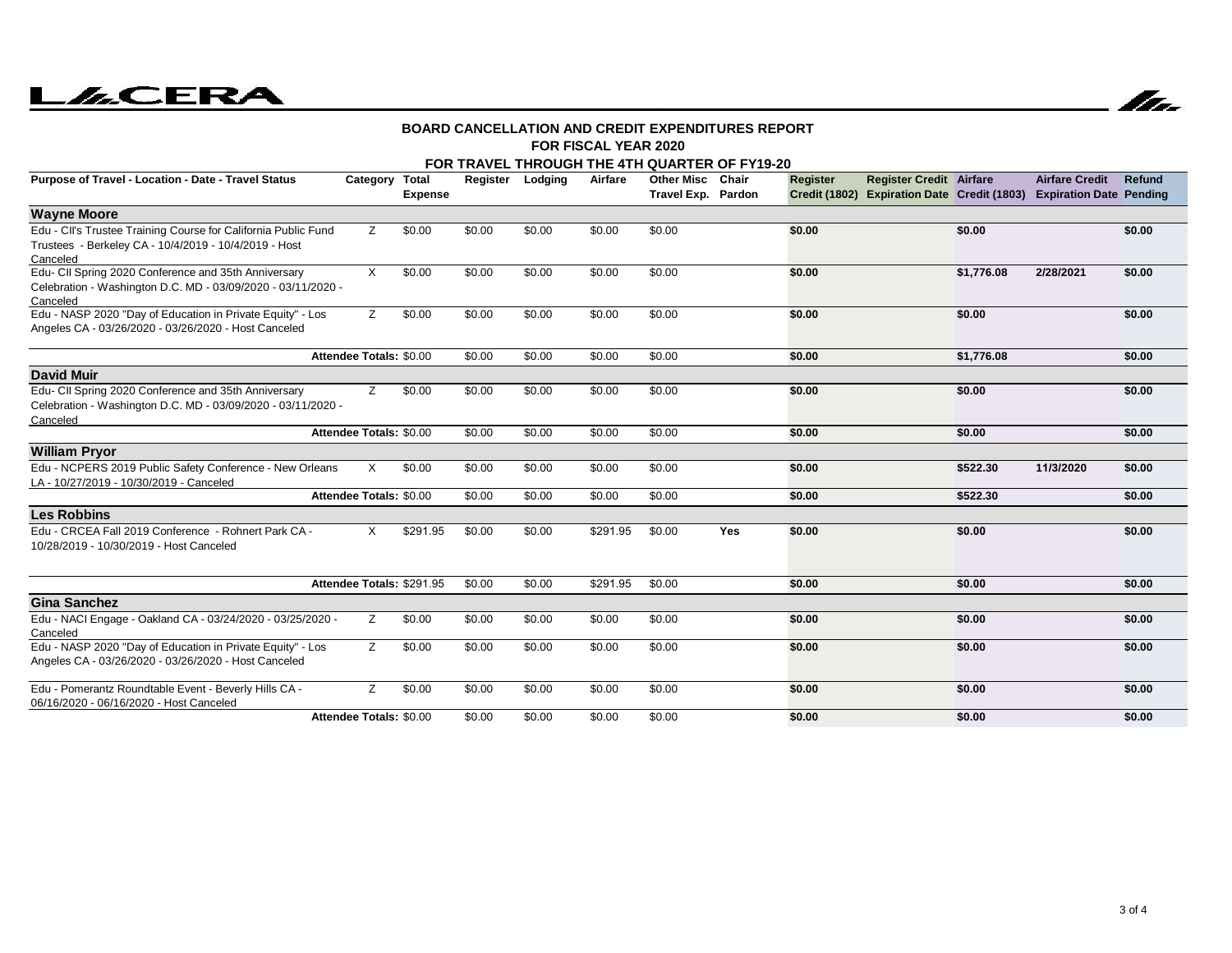# BOARD CANCELLATION AND CREDIT EXPENDITURES REPORT
## FOR FISCAL YEAR 2020
### FOR TRAVEL THROUGH THE 4TH QUARTER OF FY19-20

| Purpose of Travel - Location - Date - Travel Status | Category | Total Expense | Register | Lodging | Airfare | Other Misc Travel Exp. | Chair Pardon | Register Credit (1802) | Register Credit Expiration Date | Airfare Credit (1803) | Airfare Credit Expiration Date | Refund Pending |
|---|---|---|---|---|---|---|---|---|---|---|---|---|
| **Wayne Moore** | | | | | | | | | | | | |
| Edu - CII's Trustee Training Course for California Public Fund Trustees - Berkeley CA - 10/4/2019 - 10/4/2019 - Host Canceled | Z | $0.00 | $0.00 | $0.00 | $0.00 | $0.00 | | **$0.00** | | **$0.00** | | **$0.00** |
| Edu- CII Spring 2020 Conference and 35th Anniversary Celebration - Washington D.C. MD - 03/09/2020 - 03/11/2020 - Canceled | X | $0.00 | $0.00 | $0.00 | $0.00 | $0.00 | | **$0.00** | | **$1,776.08** | **2/28/2021** | **$0.00** |
| Edu - NASP 2020 "Day of Education in Private Equity" - Los Angeles CA - 03/26/2020 - 03/26/2020 - Host Canceled | Z | $0.00 | $0.00 | $0.00 | $0.00 | $0.00 | | **$0.00** | | **$0.00** | | **$0.00** |
| **Attendee Totals:** | | $0.00 | $0.00 | $0.00 | $0.00 | $0.00 | | **$0.00** | | **$1,776.08** | | **$0.00** |
| **David Muir** | | | | | | | | | | | | |
| Edu- CII Spring 2020 Conference and 35th Anniversary Celebration - Washington D.C. MD - 03/09/2020 - 03/11/2020 - Canceled | Z | $0.00 | $0.00 | $0.00 | $0.00 | $0.00 | | **$0.00** | | **$0.00** | | **$0.00** |
| **Attendee Totals:** | | $0.00 | $0.00 | $0.00 | $0.00 | $0.00 | | **$0.00** | | **$0.00** | | **$0.00** |
| **William Pryor** | | | | | | | | | | | | |
| Edu - NCPERS 2019 Public Safety Conference - New Orleans LA - 10/27/2019 - 10/30/2019 - Canceled | X | $0.00 | $0.00 | $0.00 | $0.00 | $0.00 | | **$0.00** | | **$522.30** | **11/3/2020** | **$0.00** |
| **Attendee Totals:** | | $0.00 | $0.00 | $0.00 | $0.00 | $0.00 | | **$0.00** | | **$522.30** | | **$0.00** |
| **Les Robbins** | | | | | | | | | | | | |
| Edu - CRCEA Fall 2019 Conference - Rohnert Park CA - 10/28/2019 - 10/30/2019 - Host Canceled | X | $291.95 | $0.00 | $0.00 | $291.95 | $0.00 | **Yes** | **$0.00** | | **$0.00** | | **$0.00** |
| **Attendee Totals:** | | $291.95 | $0.00 | $0.00 | $291.95 | $0.00 | | **$0.00** | | **$0.00** | | **$0.00** |
| **Gina Sanchez** | | | | | | | | | | | | |
| Edu - NACI Engage - Oakland CA - 03/24/2020 - 03/25/2020 - Canceled | Z | $0.00 | $0.00 | $0.00 | $0.00 | $0.00 | | **$0.00** | | **$0.00** | | **$0.00** |
| Edu - NASP 2020 "Day of Education in Private Equity" - Los Angeles CA - 03/26/2020 - 03/26/2020 - Host Canceled | Z | $0.00 | $0.00 | $0.00 | $0.00 | $0.00 | | **$0.00** | | **$0.00** | | **$0.00** |
| Edu - Pomerantz Roundtable Event - Beverly Hills CA - 06/16/2020 - 06/16/2020 - Host Canceled | Z | $0.00 | $0.00 | $0.00 | $0.00 | $0.00 | | **$0.00** | | **$0.00** | | **$0.00** |
| **Attendee Totals:** | | $0.00 | $0.00 | $0.00 | $0.00 | $0.00 | | **$0.00** | | **$0.00** | | **$0.00** |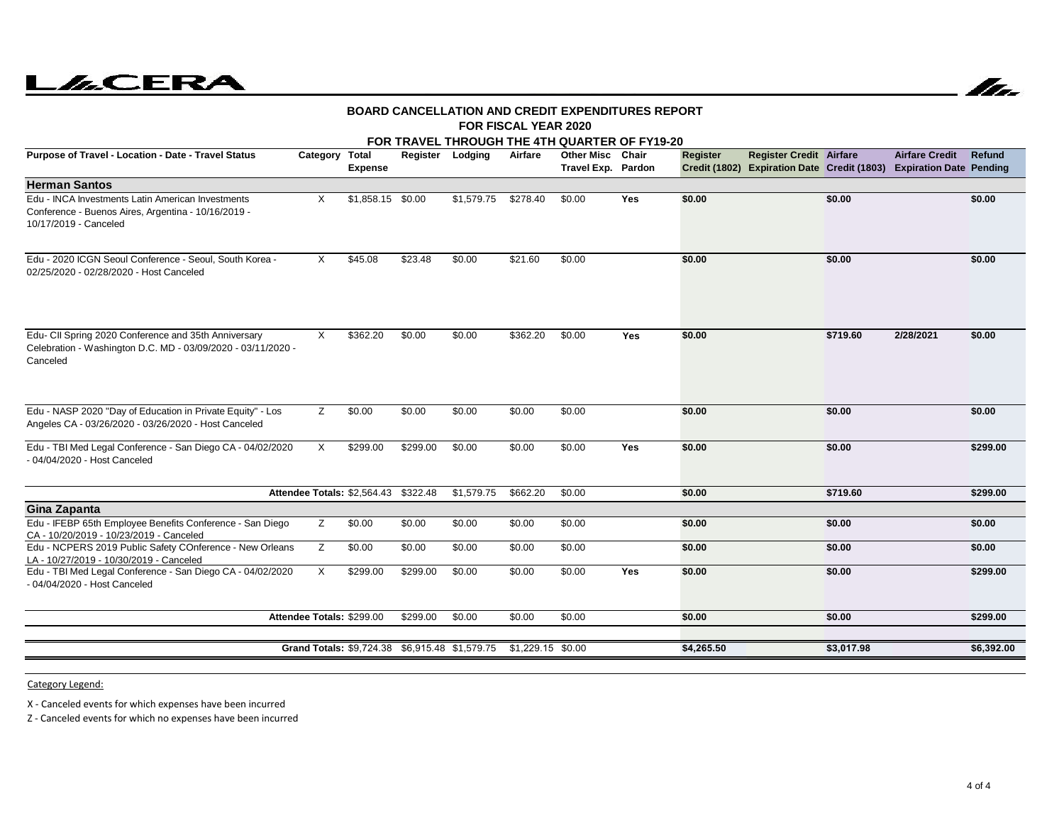**BOARD CANCELLATION AND CREDIT EXPENDITURES REPORT**

**FOR FISCAL YEAR 2020**

**FOR TRAVEL THROUGH THE 4TH QUARTER OF FY19-20**

| Purpose of Travel - Location - Date - Travel Status | Category | Total Expense | Register | Lodging | Airfare | Other Misc Travel Exp. | Chair Pardon | Register Credit (1802) | Register Credit Expiration Date | Airfare Credit (1803) | Airfare Credit Expiration Date | Refund Pending |
|---|---|---|---|---|---|---|---|---|---|---|---|---|
| **Herman Santos** | | | | | | | | | | | | |
| Edu - INCA Investments Latin American Investments Conference - Buenos Aires, Argentina - 10/16/2019 - 10/17/2019 - Canceled | X | $1,858.15 | $0.00 | $1,579.75 | $278.40 | $0.00 | Yes | $0.00 | | $0.00 | | $0.00 |
| Edu - 2020 ICGN Seoul Conference - Seoul, South Korea - 02/25/2020 - 02/28/2020 - Host Canceled | X | $45.08 | $23.48 | $0.00 | $21.60 | $0.00 | | $0.00 | | $0.00 | | $0.00 |
| Edu- CII Spring 2020 Conference and 35th Anniversary Celebration - Washington D.C. MD - 03/09/2020 - 03/11/2020 - Canceled | X | $362.20 | $0.00 | $0.00 | $362.20 | $0.00 | Yes | $0.00 | | $719.60 | 2/28/2021 | $0.00 |
| Edu - NASP 2020 "Day of Education in Private Equity" - Los Angeles CA - 03/26/2020 - 03/26/2020 - Host Canceled | Z | $0.00 | $0.00 | $0.00 | $0.00 | $0.00 | | $0.00 | | $0.00 | | $0.00 |
| Edu - TBI Med Legal Conference - San Diego CA - 04/02/2020 - 04/04/2020 - Host Canceled | X | $299.00 | $299.00 | $0.00 | $0.00 | $0.00 | Yes | $0.00 | | $0.00 | | $299.00 |
| **Attendee Totals:** | | $2,564.43 | $322.48 | $1,579.75 | $662.20 | $0.00 | | $0.00 | | $719.60 | | $299.00 |
| **Gina Zapanta** | | | | | | | | | | | | |
| Edu - IFEBP 65th Employee Benefits Conference - San Diego CA - 10/20/2019 - 10/23/2019 - Canceled | Z | $0.00 | $0.00 | $0.00 | $0.00 | $0.00 | | $0.00 | | $0.00 | | $0.00 |
| Edu - NCPERS 2019 Public Safety COnference - New Orleans LA - 10/27/2019 - 10/30/2019 - Canceled | Z | $0.00 | $0.00 | $0.00 | $0.00 | $0.00 | | $0.00 | | $0.00 | | $0.00 |
| Edu - TBI Med Legal Conference - San Diego CA - 04/02/2020 - 04/04/2020 - Host Canceled | X | $299.00 | $299.00 | $0.00 | $0.00 | $0.00 | Yes | $0.00 | | $0.00 | | $299.00 |
| **Attendee Totals:** | | $299.00 | $299.00 | $0.00 | $0.00 | $0.00 | | $0.00 | | $0.00 | | $299.00 |
| **Grand Totals:** | | $9,724.38 | $6,915.48 | $1,579.75 | $1,229.15 | $0.00 | | $4,265.50 | | $3,017.98 | | $6,392.00 |

Category Legend:

X - Canceled events for which expenses have been incurred

Z - Canceled events for which no expenses have been incurred